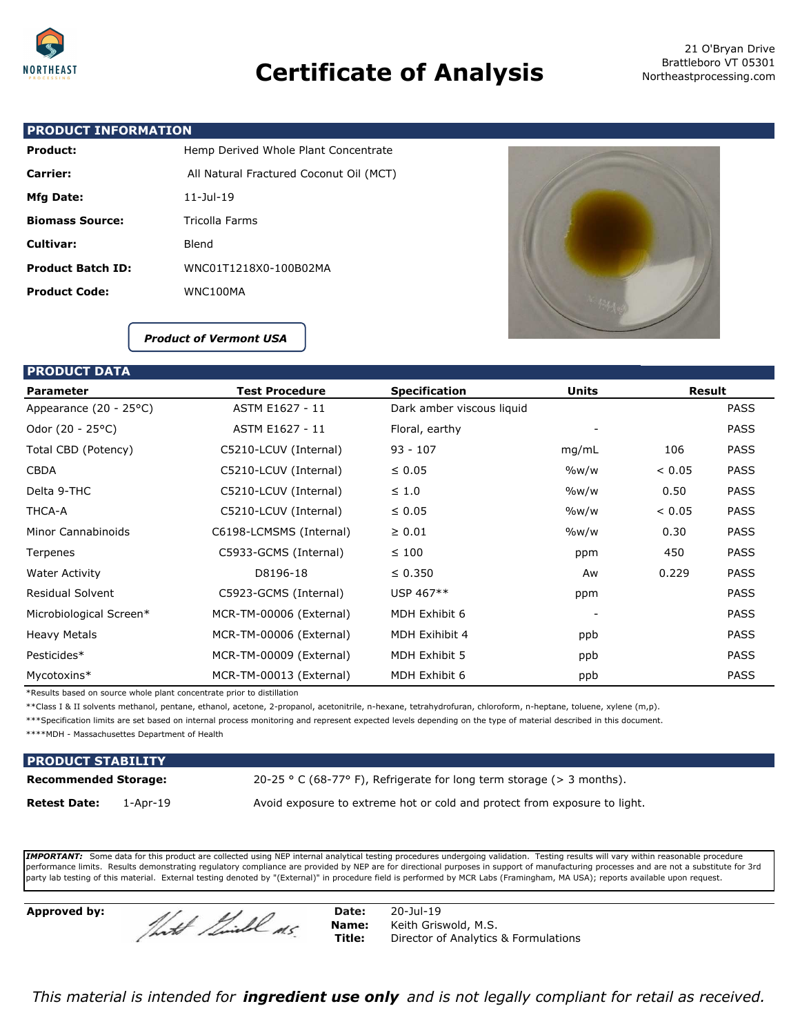NORTHEAST

# Certificate of Analysis

21 O'Bryan Drive
Brattleboro VT 05301
Northeastprocessing.com

## PRODUCT INFORMATION

| | |
|---|---|
| **Product:** | Hemp Derived Whole Plant Concentrate |
| **Carrier:** | All Natural Fractured Coconut Oil (MCT) |
| **Mfg Date:** | 11-Jul-19 |
| **Biomass Source:** | Tricolla Farms |
| **Cultivar:** | Blend |
| **Product Batch ID:** | WNC01T1218X0-100B02MA |
| **Product Code:** | WNC100MA |

***Product of Vermont USA***

## PRODUCT DATA

| Parameter | Test Procedure | Specification | Units | Result | |
|---|---|---|---|---|---|
| Appearance (20 - 25°C) | ASTM E1627 - 11 | Dark amber viscous liquid | | | PASS |
| Odor (20 - 25°C) | ASTM E1627 - 11 | Floral, earthy | - | | PASS |
| Total CBD (Potency) | C5210-LCUV (Internal) | 93 - 107 | mg/mL | 106 | PASS |
| CBDA | C5210-LCUV (Internal) | ≤ 0.05 | %w/w | < 0.05 | PASS |
| Delta 9-THC | C5210-LCUV (Internal) | ≤ 1.0 | %w/w | 0.50 | PASS |
| THCA-A | C5210-LCUV (Internal) | ≤ 0.05 | %w/w | < 0.05 | PASS |
| Minor Cannabinoids | C6198-LCMSMS (Internal) | ≥ 0.01 | %w/w | 0.30 | PASS |
| Terpenes | C5933-GCMS (Internal) | ≤ 100 | ppm | 450 | PASS |
| Water Activity | D8196-18 | ≤ 0.350 | Aw | 0.229 | PASS |
| Residual Solvent | C5923-GCMS (Internal) | USP 467** | ppm | | PASS |
| Microbiological Screen* | MCR-TM-00006 (External) | MDH Exhibit 6 | - | | PASS |
| Heavy Metals | MCR-TM-00006 (External) | MDH Exihibit 4 | ppb | | PASS |
| Pesticides* | MCR-TM-00009 (External) | MDH Exhibit 5 | ppb | | PASS |
| Mycotoxins* | MCR-TM-00013 (External) | MDH Exhibit 6 | ppb | | PASS |

*Results based on source whole plant concentrate prior to distillation

**Class I & II solvents methanol, pentane, ethanol, acetone, 2-propanol, acetonitrile, n-hexane, tetrahydrofuran, chloroform, n-heptane, toluene, xylene (m,p).

***Specification limits are set based on internal process monitoring and represent expected levels depending on the type of material described in this document.

****MDH - Massachusettes Department of Health

## PRODUCT STABILITY

**Recommended Storage:** 20-25 ° C (68-77° F), Refrigerate for long term storage (> 3 months).

**Retest Date:** 1-Apr-19 — Avoid exposure to extreme hot or cold and protect from exposure to light.

***IMPORTANT:*** Some data for this product are collected using NEP internal analytical testing procedures undergoing validation. Testing results will vary within reasonable procedure performance limits. Results demonstrating regulatory compliance are provided by NEP are for directional purposes in support of manufacturing processes and are not a substitute for 3rd party lab testing of this material. External testing denoted by "(External)" in procedure field is performed by MCR Labs (Framingham, MA USA); reports available upon request.

**Approved by:** Keith Griswold M.S.

**Date:** 20-Jul-19
**Name:** Keith Griswold, M.S.
**Title:** Director of Analytics & Formulations

*This material is intended for **ingredient use only** and is not legally compliant for retail as received.*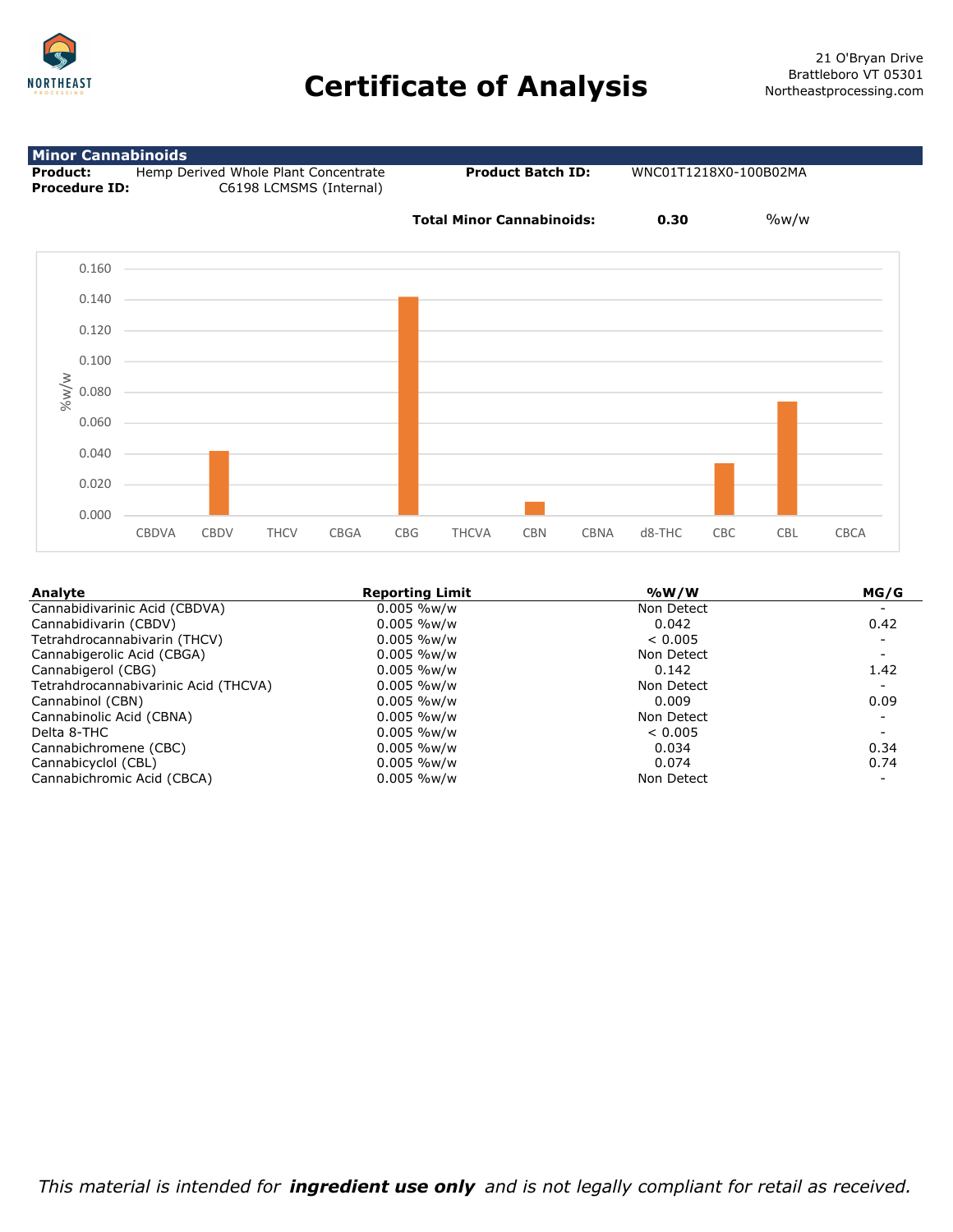NORTHEAST PROCESSING

# Certificate of Analysis

21 O'Bryan Drive
Brattleboro VT 05301
Northeastprocessing.com

## Minor Cannabinoids

**Product:** Hemp Derived Whole Plant Concentrate **Product Batch ID:** WNC01T1218X0-100B02MA
**Procedure ID:** C6198 LCMSMS (Internal)

**Total Minor Cannabinoids:** **0.30** %w/w

| Analyte | Reporting Limit | %W/W | MG/G |
|---|---|---|---|
| Cannabidivarinic Acid (CBDVA) | 0.005 %w/w | Non Detect | - |
| Cannabidivarin (CBDV) | 0.005 %w/w | 0.042 | 0.42 |
| Tetrahdrocannabivarin (THCV) | 0.005 %w/w | < 0.005 | - |
| Cannabigerolic Acid (CBGA) | 0.005 %w/w | Non Detect | - |
| Cannabigerol (CBG) | 0.005 %w/w | 0.142 | 1.42 |
| Tetrahdrocannabivarinic Acid (THCVA) | 0.005 %w/w | Non Detect | - |
| Cannabinol (CBN) | 0.005 %w/w | 0.009 | 0.09 |
| Cannabinolic Acid (CBNA) | 0.005 %w/w | Non Detect | - |
| Delta 8-THC | 0.005 %w/w | < 0.005 | - |
| Cannabichromene (CBC) | 0.005 %w/w | 0.034 | 0.34 |
| Cannabicyclol (CBL) | 0.005 %w/w | 0.074 | 0.74 |
| Cannabichromic Acid (CBCA) | 0.005 %w/w | Non Detect | - |

*This material is intended for* ***ingredient use only*** *and is not legally compliant for retail as received.*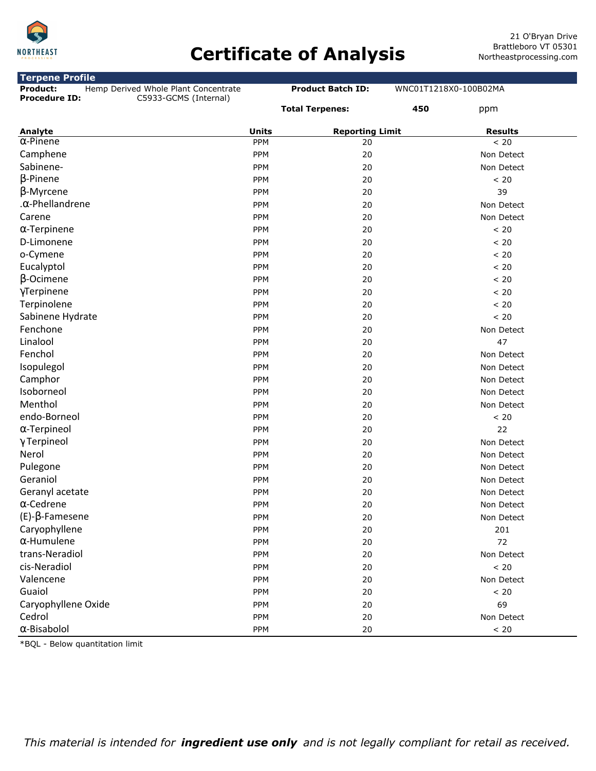NORTHEAST PROCESSING

# Certificate of Analysis

21 O'Bryan Drive
Brattleboro VT 05301
Northeastprocessing.com

## Terpene Profile

**Product:** Hemp Derived Whole Plant Concentrate
**Procedure ID:** C5933-GCMS (Internal)
**Product Batch ID:** WNC01T1218X0-100B02MA
**Total Terpenes:** 450 ppm

| Analyte | Units | Reporting Limit | Results |
|---|---|---|---|
| α-Pinene | PPM | 20 | < 20 |
| Camphene | PPM | 20 | Non Detect |
| Sabinene- | PPM | 20 | Non Detect |
| β-Pinene | PPM | 20 | < 20 |
| β-Myrcene | PPM | 20 | 39 |
| .α-Phellandrene | PPM | 20 | Non Detect |
| Carene | PPM | 20 | Non Detect |
| α-Terpinene | PPM | 20 | < 20 |
| D-Limonene | PPM | 20 | < 20 |
| o-Cymene | PPM | 20 | < 20 |
| Eucalyptol | PPM | 20 | < 20 |
| β-Ocimene | PPM | 20 | < 20 |
| γTerpinene | PPM | 20 | < 20 |
| Terpinolene | PPM | 20 | < 20 |
| Sabinene Hydrate | PPM | 20 | < 20 |
| Fenchone | PPM | 20 | Non Detect |
| Linalool | PPM | 20 | 47 |
| Fenchol | PPM | 20 | Non Detect |
| Isopulegol | PPM | 20 | Non Detect |
| Camphor | PPM | 20 | Non Detect |
| Isoborneol | PPM | 20 | Non Detect |
| Menthol | PPM | 20 | Non Detect |
| endo-Borneol | PPM | 20 | < 20 |
| α-Terpineol | PPM | 20 | 22 |
| γ Terpineol | PPM | 20 | Non Detect |
| Nerol | PPM | 20 | Non Detect |
| Pulegone | PPM | 20 | Non Detect |
| Geraniol | PPM | 20 | Non Detect |
| Geranyl acetate | PPM | 20 | Non Detect |
| α-Cedrene | PPM | 20 | Non Detect |
| (E)-β-Famesene | PPM | 20 | Non Detect |
| Caryophyllene | PPM | 20 | 201 |
| α-Humulene | PPM | 20 | 72 |
| trans-Neradiol | PPM | 20 | Non Detect |
| cis-Neradiol | PPM | 20 | < 20 |
| Valencene | PPM | 20 | Non Detect |
| Guaiol | PPM | 20 | < 20 |
| Caryophyllene Oxide | PPM | 20 | 69 |
| Cedrol | PPM | 20 | Non Detect |
| α-Bisabolol | PPM | 20 | < 20 |

*BQL - Below quantitation limit

*This material is intended for **ingredient use only** and is not legally compliant for retail as received.*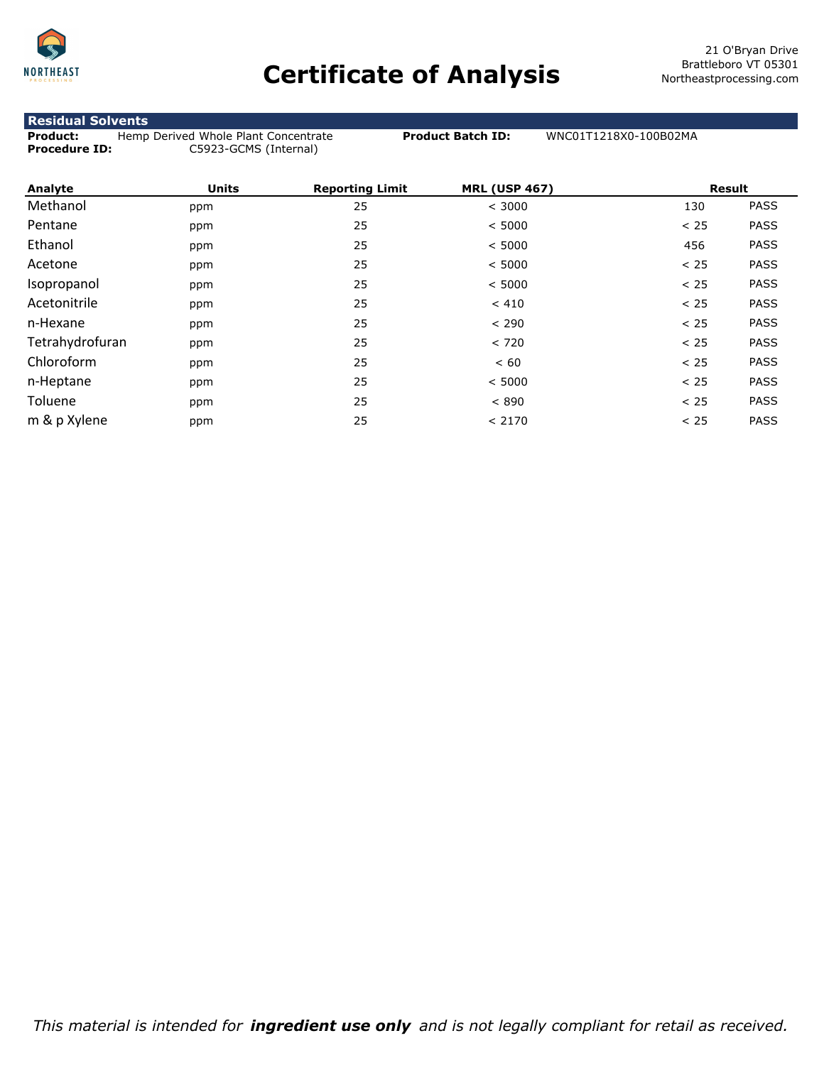# Certificate of Analysis

21 O'Bryan Drive
Brattleboro VT 05301
Northeastprocessing.com

## Residual Solvents

**Product:** Hemp Derived Whole Plant Concentrate **Product Batch ID:** WNC01T1218X0-100B02MA
**Procedure ID:** C5923-GCMS (Internal)

| Analyte | Units | Reporting Limit | MRL (USP 467) | Result | |
|---|---|---|---|---|---|
| Methanol | ppm | 25 | < 3000 | 130 | PASS |
| Pentane | ppm | 25 | < 5000 | < 25 | PASS |
| Ethanol | ppm | 25 | < 5000 | 456 | PASS |
| Acetone | ppm | 25 | < 5000 | < 25 | PASS |
| Isopropanol | ppm | 25 | < 5000 | < 25 | PASS |
| Acetonitrile | ppm | 25 | < 410 | < 25 | PASS |
| n-Hexane | ppm | 25 | < 290 | < 25 | PASS |
| Tetrahydrofuran | ppm | 25 | < 720 | < 25 | PASS |
| Chloroform | ppm | 25 | < 60 | < 25 | PASS |
| n-Heptane | ppm | 25 | < 5000 | < 25 | PASS |
| Toluene | ppm | 25 | < 890 | < 25 | PASS |
| m & p Xylene | ppm | 25 | < 2170 | < 25 | PASS |

*This material is intended for **ingredient use only** and is not legally compliant for retail as received.*